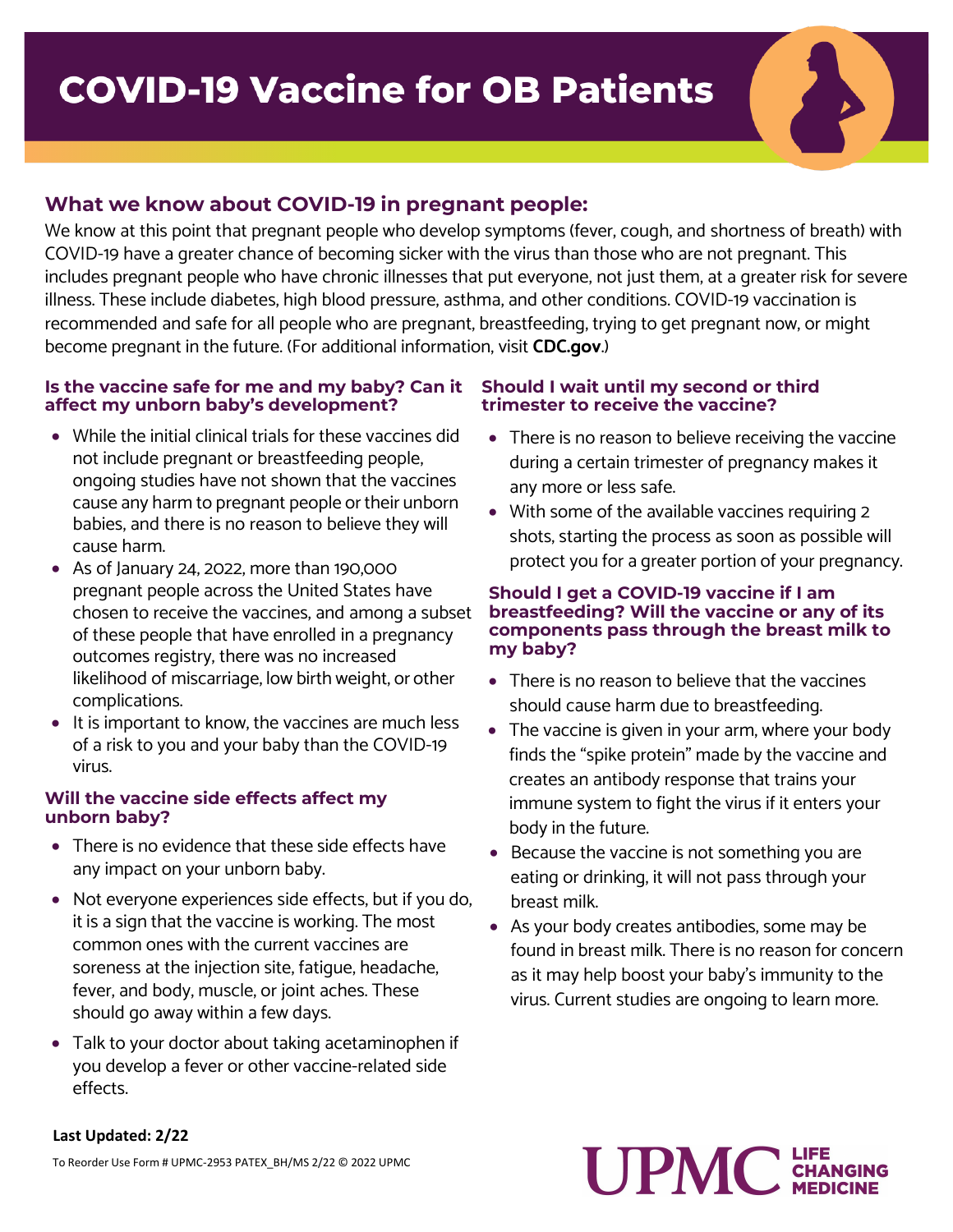# COVID-19 Vaccine for OB Patients

## What we know about COVID-19 in pregnant people:

We know at this point that pregnant people who develop symptoms (fever, cough, and shortness of breath) with COVID-19 have a greater chance of becoming sicker with the virus than those who are not pregnant. This includes pregnant people who have chronic illnesses that put everyone, not just them, at a greater risk for severe illness. These include diabetes, high blood pressure, asthma, and other conditions. COVID-19 vaccination is recommended and safe for all people who are pregnant, breastfeeding, trying to get pregnant now, or might become pregnant in the future. (For additional information, visit **CDC.gov**.)

### Is the vaccine safe for me and my baby? Can it affect my unborn baby's development?

- While the initial clinical trials for these vaccines did not include pregnant or breastfeeding people, ongoing studies have not shown that the vaccines cause any harm to pregnant people or their unborn babies, and there is no reason to believe they will cause harm.
- As of January 24, 2022, more than 190,000 pregnant people across the United States have chosen to receive the vaccines, and among a subset of these people that have enrolled in a pregnancy outcomes registry, there was no increased likelihood of miscarriage, low birth weight, or other complications.
- It is important to know, the vaccines are much less of a risk to you and your baby than the COVID-19 virus.

### Will the vaccine side effects affect my unborn baby?

- There is no evidence that these side effects have any impact on your unborn baby.
- Not everyone experiences side effects, but if you do, it is a sign that the vaccine is working. The most common ones with the current vaccines are soreness at the injection site, fatigue, headache, fever, and body, muscle, or joint aches. These should go away within a few days.
- Talk to your doctor about taking acetaminophen if you develop a fever or other vaccine-related side effects.

### Should I wait until my second or third trimester to receive the vaccine?

- There is no reason to believe receiving the vaccine during a certain trimester of pregnancy makes it any more or less safe.
- With some of the available vaccines requiring 2 shots, starting the process as soon as possible will protect you for a greater portion of your pregnancy.

### Should I get a COVID-19 vaccine if I am breastfeeding? Will the vaccine or any of its components pass through the breast milk to my baby?

- There is no reason to believe that the vaccines should cause harm due to breastfeeding.
- The vaccine is given in your arm, where your body finds the "spike protein" made by the vaccine and creates an antibody response that trains your immune system to fight the virus if it enters your body in the future.
- Because the vaccine is not something you are eating or drinking, it will not pass through your breast milk.
- As your body creates antibodies, some may be found in breast milk. There is no reason for concern as it may help boost your baby's immunity to the virus. Current studies are ongoing to learn more.

**Last Updated: 2/22**

To Reorder Use Form # UPMC-2953 PATEX_BH/MS 2/22 © 2022 UPMC

UPMC LIFE CHANGING MEDICINE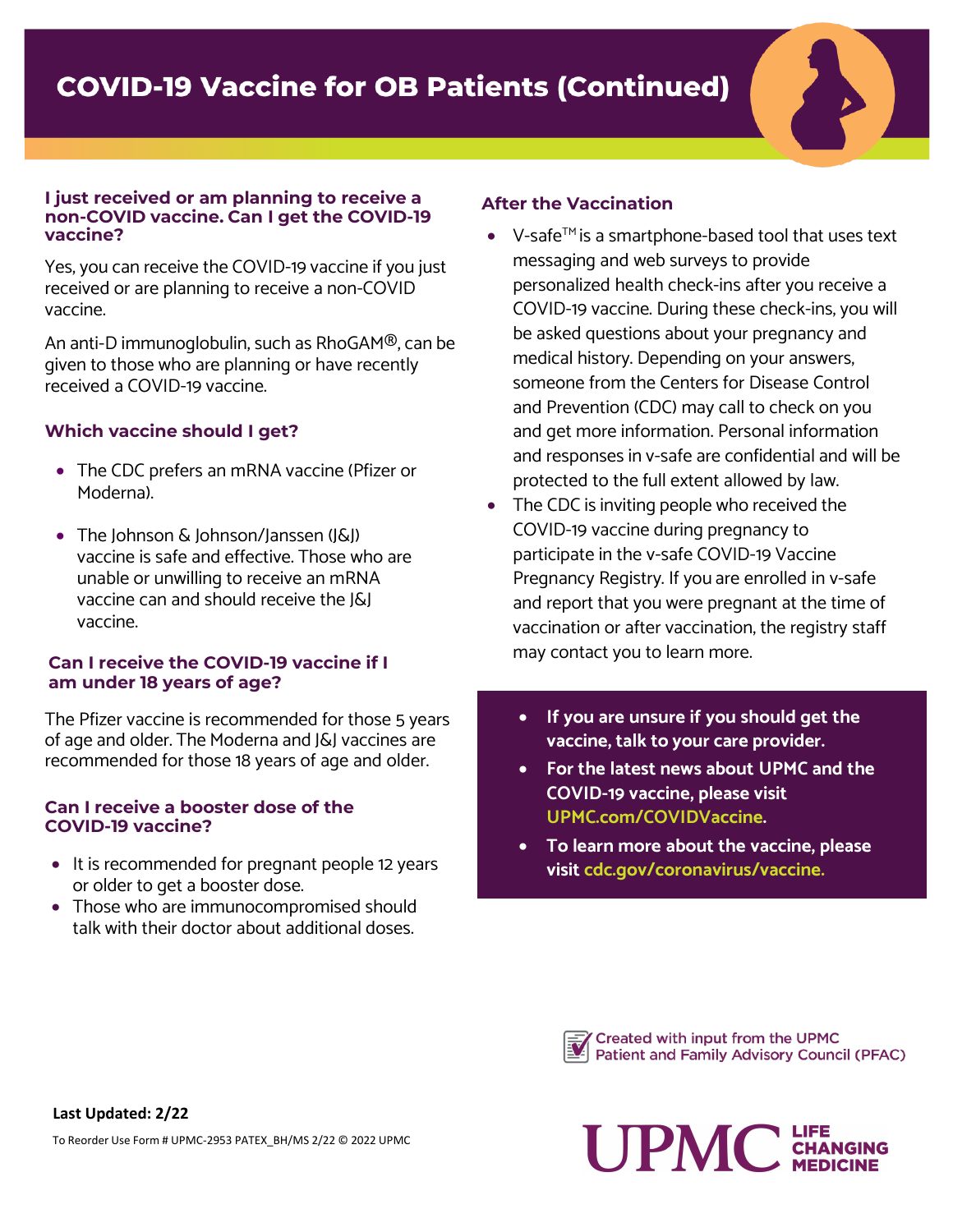# COVID-19 Vaccine for OB Patients (Continued)

### I just received or am planning to receive a non-COVID vaccine. Can I get the COVID-19 vaccine?

Yes, you can receive the COVID-19 vaccine if you just received or are planning to receive a non-COVID vaccine.

An anti-D immunoglobulin, such as RhoGAM®, can be given to those who are planning or have recently received a COVID-19 vaccine.

### Which vaccine should I get?

- The CDC prefers an mRNA vaccine (Pfizer or Moderna).
- The Johnson & Johnson/Janssen (J&J) vaccine is safe and effective. Those who are unable or unwilling to receive an mRNA vaccine can and should receive the J&J vaccine.

### Can I receive the COVID-19 vaccine if I am under 18 years of age?

The Pfizer vaccine is recommended for those 5 years of age and older. The Moderna and J&J vaccines are recommended for those 18 years of age and older.

### Can I receive a booster dose of the COVID-19 vaccine?

- It is recommended for pregnant people 12 years or older to get a booster dose.
- Those who are immunocompromised should talk with their doctor about additional doses.

### After the Vaccination

- V-safe™ is a smartphone-based tool that uses text messaging and web surveys to provide personalized health check-ins after you receive a COVID-19 vaccine. During these check-ins, you will be asked questions about your pregnancy and medical history. Depending on your answers, someone from the Centers for Disease Control and Prevention (CDC) may call to check on you and get more information. Personal information and responses in v-safe are confidential and will be protected to the full extent allowed by law.
- The CDC is inviting people who received the COVID-19 vaccine during pregnancy to participate in the v-safe COVID-19 Vaccine Pregnancy Registry. If you are enrolled in v-safe and report that you were pregnant at the time of vaccination or after vaccination, the registry staff may contact you to learn more.

- **If you are unsure if you should get the vaccine, talk to your care provider.**
- **For the latest news about UPMC and the COVID-19 vaccine, please visit UPMC.com/COVIDVaccine.**
- **To learn more about the vaccine, please visit cdc.gov/coronavirus/vaccine.**

Created with input from the UPMC Patient and Family Advisory Council (PFAC)

**Last Updated: 2/22**

To Reorder Use Form # UPMC-2953 PATEX_BH/MS 2/22 © 2022 UPMC

UPMC LIFE CHANGING MEDICINE